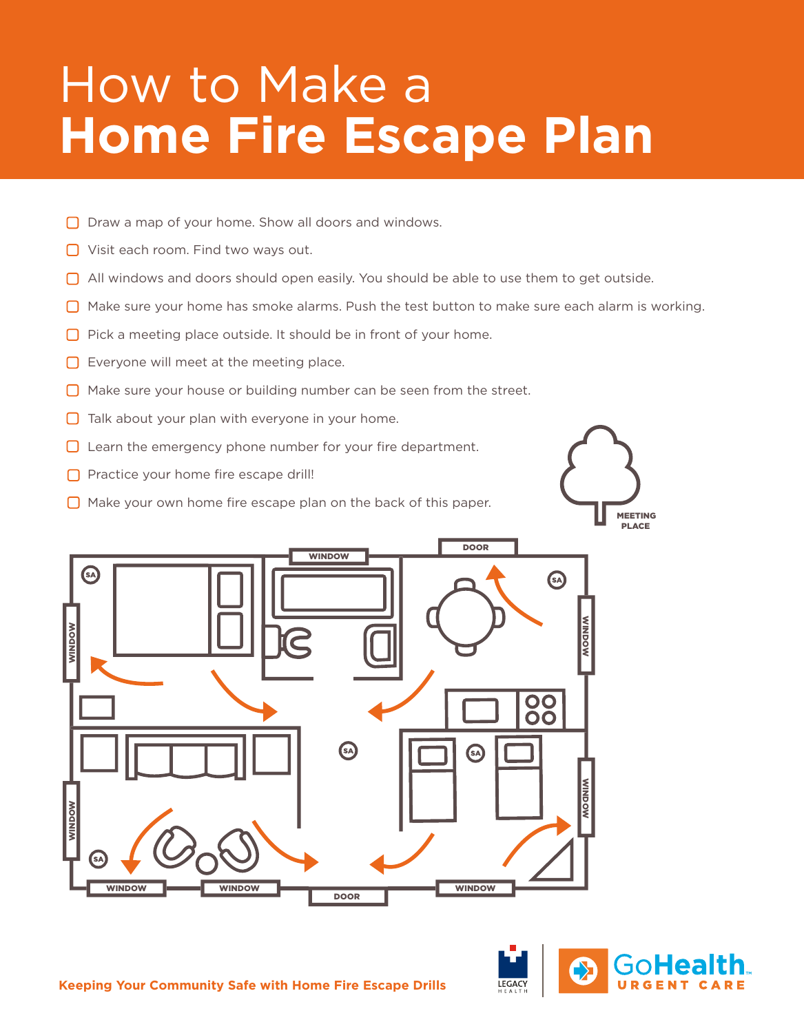# How to Make a **Home Fire Escape Plan**

- [ ] Draw a map of your home. Show all doors and windows.
- [ ] Visit each room. Find two ways out.
- [ ] All windows and doors should open easily. You should be able to use them to get outside.
- [ ] Make sure your home has smoke alarms. Push the test button to make sure each alarm is working.
- [ ] Pick a meeting place outside. It should be in front of your home.
- [ ] Everyone will meet at the meeting place.
- [ ] Make sure your house or building number can be seen from the street.
- [ ] Talk about your plan with everyone in your home.
- [ ] Learn the emergency phone number for your fire department.
- [ ] Practice your home fire escape drill!
- [ ] Make your own home fire escape plan on the back of this paper.

MEETING PLACE

WINDOW | DOOR | WINDOW | WINDOW | WINDOW | WINDOW | WINDOW | DOOR | WINDOW | WINDOW

SA = smoke alarm

**Keeping Your Community Safe with Home Fire Escape Drills**

LEGACY HEALTH | GoHealth URGENT CARE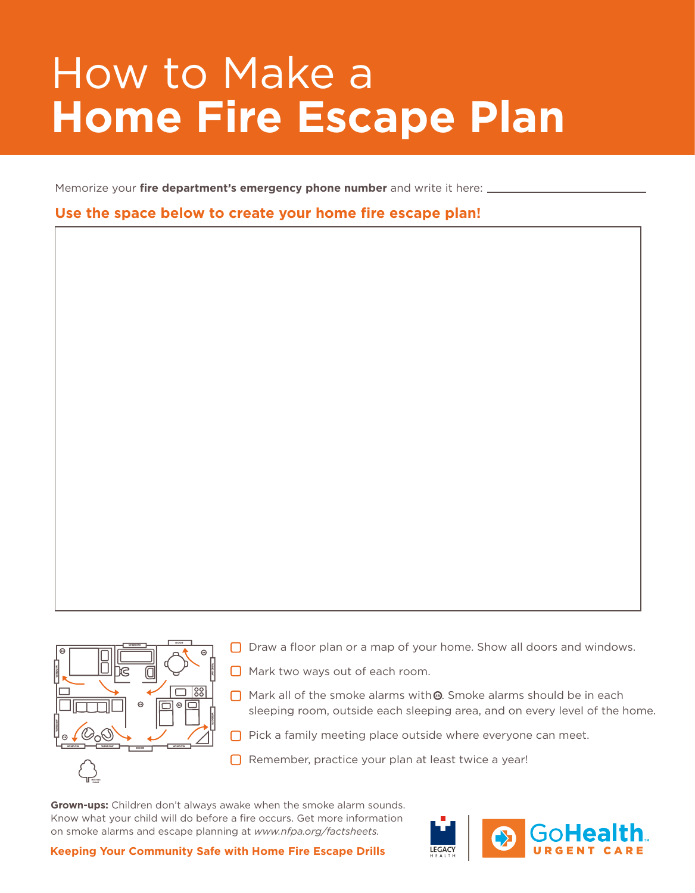# How to Make a **Home Fire Escape Plan**

Memorize your **fire department's emergency phone number** and write it here: ____________________

**Use the space below to create your home fire escape plan!**

- [ ] Draw a floor plan or a map of your home. Show all doors and windows.
- [ ] Mark two ways out of each room.
- [ ] Mark all of the smoke alarms with ⊙. Smoke alarms should be in each sleeping room, outside each sleeping area, and on every level of the home.
- [ ] Pick a family meeting place outside where everyone can meet.
- [ ] Remember, practice your plan at least twice a year!

**Grown-ups:** Children don't always awake when the smoke alarm sounds. Know what your child will do before a fire occurs. Get more information on smoke alarms and escape planning at *www.nfpa.org/factsheets.*

**Keeping Your Community Safe with Home Fire Escape Drills**

LEGACY HEALTH | GoHealth URGENT CARE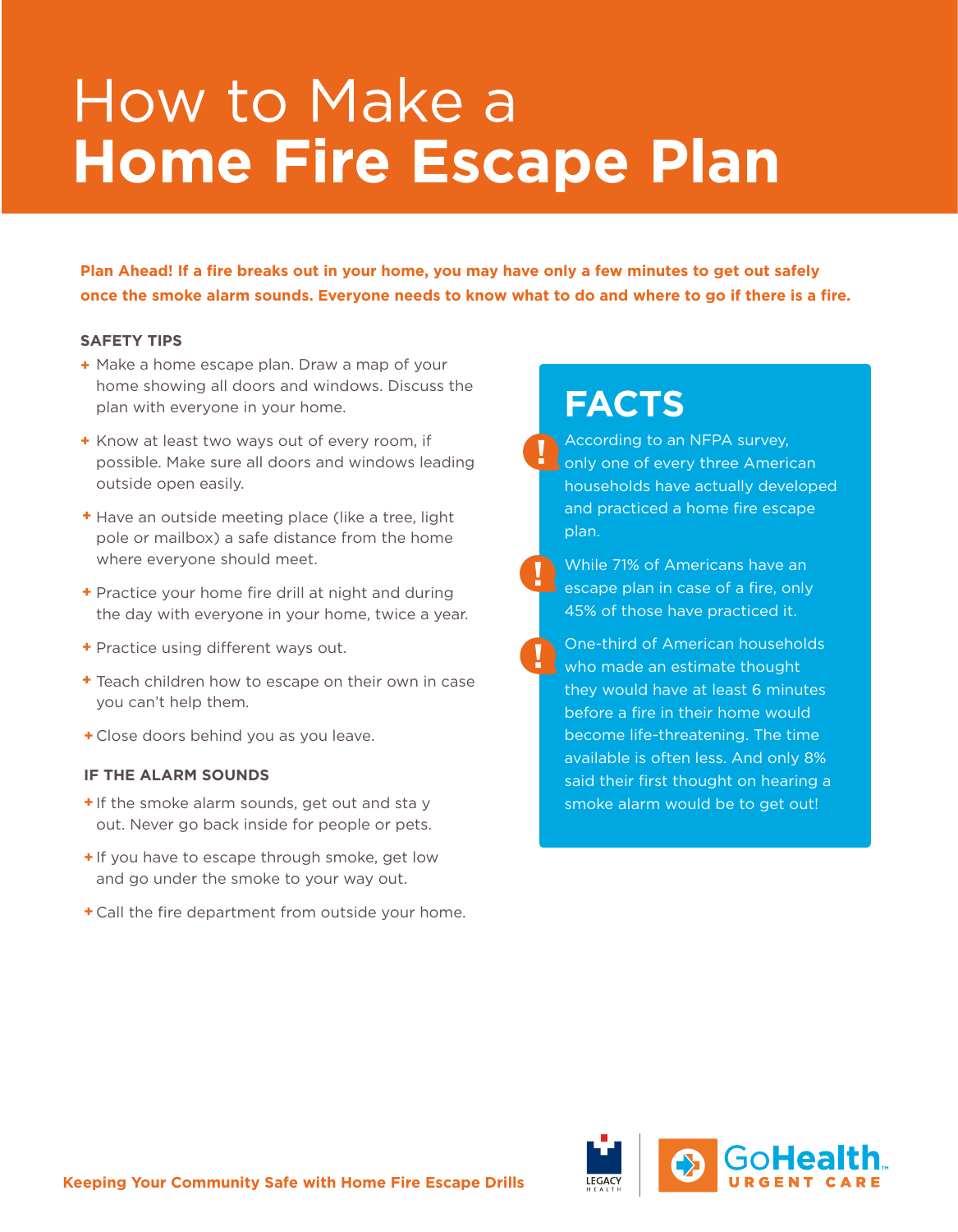# How to Make a **Home Fire Escape Plan**

**Plan Ahead! If a fire breaks out in your home, you may have only a few minutes to get out safely once the smoke alarm sounds. Everyone needs to know what to do and where to go if there is a fire.**

### SAFETY TIPS

- Make a home escape plan. Draw a map of your home showing all doors and windows. Discuss the plan with everyone in your home.
- Know at least two ways out of every room, if possible. Make sure all doors and windows leading outside open easily.
- Have an outside meeting place (like a tree, light pole or mailbox) a safe distance from the home where everyone should meet.
- Practice your home fire drill at night and during the day with everyone in your home, twice a year.
- Practice using different ways out.
- Teach children how to escape on their own in case you can't help them.
- Close doors behind you as you leave.

### IF THE ALARM SOUNDS

- If the smoke alarm sounds, get out and sta y out. Never go back inside for people or pets.
- If you have to escape through smoke, get low and go under the smoke to your way out.
- Call the fire department from outside your home.

## FACTS

- According to an NFPA survey, only one of every three American households have actually developed and practiced a home fire escape plan.
- While 71% of Americans have an escape plan in case of a fire, only 45% of those have practiced it.
- One-third of American households who made an estimate thought they would have at least 6 minutes before a fire in their home would become life-threatening. The time available is often less. And only 8% said their first thought on hearing a smoke alarm would be to get out!

**Keeping Your Community Safe with Home Fire Escape Drills**

LEGACY HEALTH

GoHealth URGENT CARE